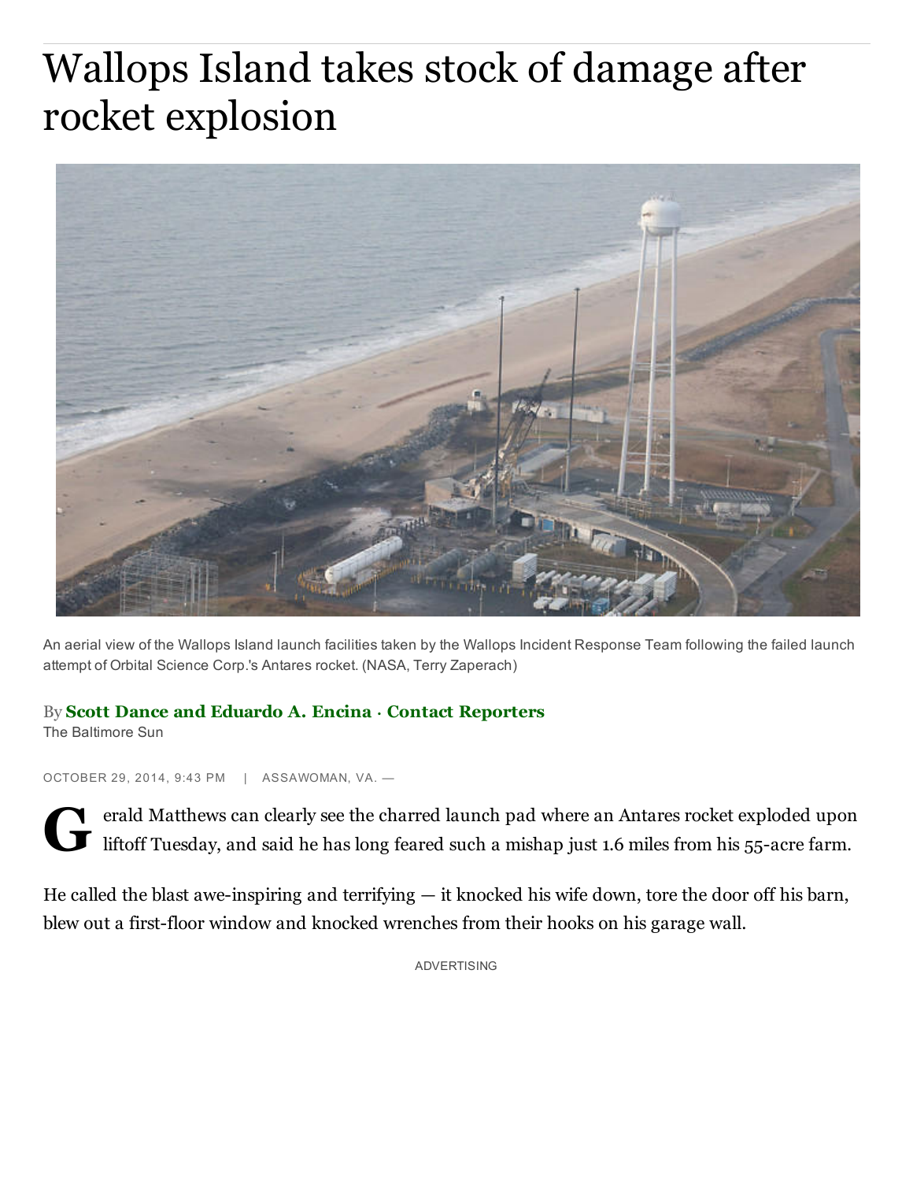# Wallops Island takes stock of damage after rocket explosion

An aerial view of the Wallops Island launch facilities taken by the Wallops Incident Response Team following the failed launch attempt of Orbital Science Corp.'s Antares rocket. (NASA, Terry Zaperach)

By **Scott Dance and Eduardo A. Encina · Contact Reporters**
The Baltimore Sun

OCTOBER 29, 2014, 9:43 PM | ASSAWOMAN, VA. —

Gerald Matthews can clearly see the charred launch pad where an Antares rocket exploded upon liftoff Tuesday, and said he has long feared such a mishap just 1.6 miles from his 55-acre farm.

He called the blast awe-inspiring and terrifying — it knocked his wife down, tore the door off his barn, blew out a first-floor window and knocked wrenches from their hooks on his garage wall.

ADVERTISING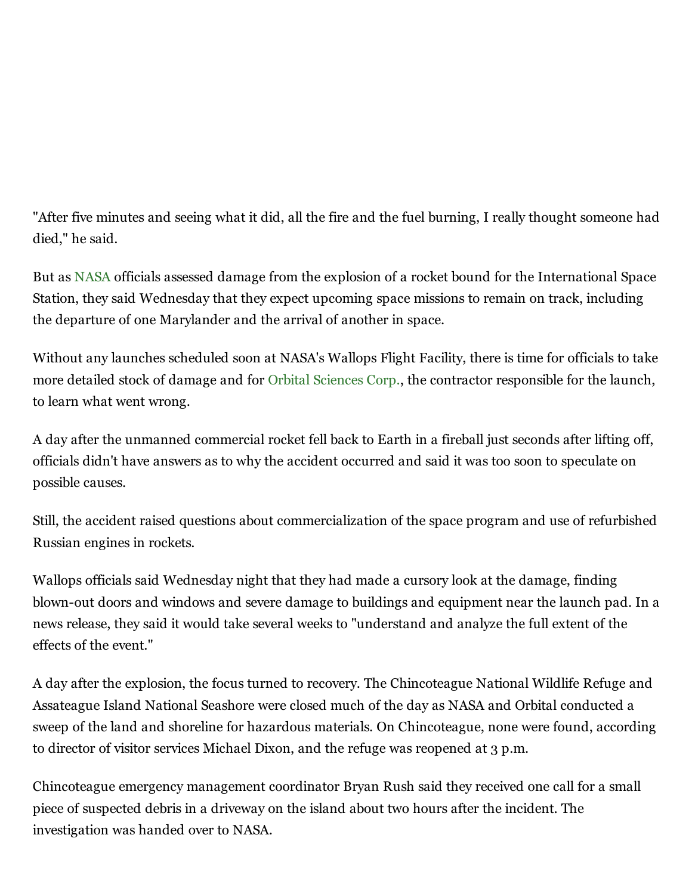"After five minutes and seeing what it did, all the fire and the fuel burning, I really thought someone had died," he said.

But as NASA officials assessed damage from the explosion of a rocket bound for the International Space Station, they said Wednesday that they expect upcoming space missions to remain on track, including the departure of one Marylander and the arrival of another in space.

Without any launches scheduled soon at NASA's Wallops Flight Facility, there is time for officials to take more detailed stock of damage and for Orbital Sciences Corp., the contractor responsible for the launch, to learn what went wrong.

A day after the unmanned commercial rocket fell back to Earth in a fireball just seconds after lifting off, officials didn't have answers as to why the accident occurred and said it was too soon to speculate on possible causes.

Still, the accident raised questions about commercialization of the space program and use of refurbished Russian engines in rockets.

Wallops officials said Wednesday night that they had made a cursory look at the damage, finding blown-out doors and windows and severe damage to buildings and equipment near the launch pad. In a news release, they said it would take several weeks to "understand and analyze the full extent of the effects of the event."

A day after the explosion, the focus turned to recovery. The Chincoteague National Wildlife Refuge and Assateague Island National Seashore were closed much of the day as NASA and Orbital conducted a sweep of the land and shoreline for hazardous materials. On Chincoteague, none were found, according to director of visitor services Michael Dixon, and the refuge was reopened at 3 p.m.

Chincoteague emergency management coordinator Bryan Rush said they received one call for a small piece of suspected debris in a driveway on the island about two hours after the incident. The investigation was handed over to NASA.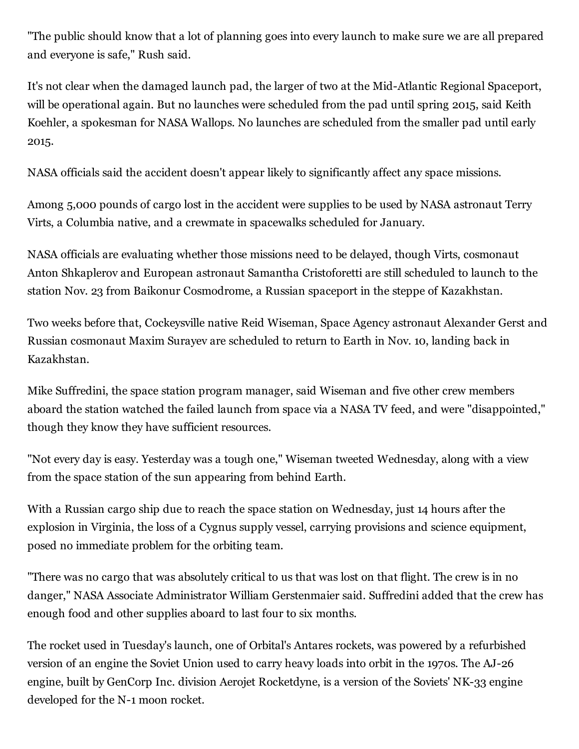"The public should know that a lot of planning goes into every launch to make sure we are all prepared and everyone is safe," Rush said.

It's not clear when the damaged launch pad, the larger of two at the Mid-Atlantic Regional Spaceport, will be operational again. But no launches were scheduled from the pad until spring 2015, said Keith Koehler, a spokesman for NASA Wallops. No launches are scheduled from the smaller pad until early 2015.

NASA officials said the accident doesn't appear likely to significantly affect any space missions.

Among 5,000 pounds of cargo lost in the accident were supplies to be used by NASA astronaut Terry Virts, a Columbia native, and a crewmate in spacewalks scheduled for January.

NASA officials are evaluating whether those missions need to be delayed, though Virts, cosmonaut Anton Shkaplerov and European astronaut Samantha Cristoforetti are still scheduled to launch to the station Nov. 23 from Baikonur Cosmodrome, a Russian spaceport in the steppe of Kazakhstan.

Two weeks before that, Cockeysville native Reid Wiseman, Space Agency astronaut Alexander Gerst and Russian cosmonaut Maxim Surayev are scheduled to return to Earth in Nov. 10, landing back in Kazakhstan.

Mike Suffredini, the space station program manager, said Wiseman and five other crew members aboard the station watched the failed launch from space via a NASA TV feed, and were "disappointed," though they know they have sufficient resources.

"Not every day is easy. Yesterday was a tough one," Wiseman tweeted Wednesday, along with a view from the space station of the sun appearing from behind Earth.

With a Russian cargo ship due to reach the space station on Wednesday, just 14 hours after the explosion in Virginia, the loss of a Cygnus supply vessel, carrying provisions and science equipment, posed no immediate problem for the orbiting team.

"There was no cargo that was absolutely critical to us that was lost on that flight. The crew is in no danger," NASA Associate Administrator William Gerstenmaier said. Suffredini added that the crew has enough food and other supplies aboard to last four to six months.

The rocket used in Tuesday's launch, one of Orbital's Antares rockets, was powered by a refurbished version of an engine the Soviet Union used to carry heavy loads into orbit in the 1970s. The AJ-26 engine, built by GenCorp Inc. division Aerojet Rocketdyne, is a version of the Soviets' NK-33 engine developed for the N-1 moon rocket.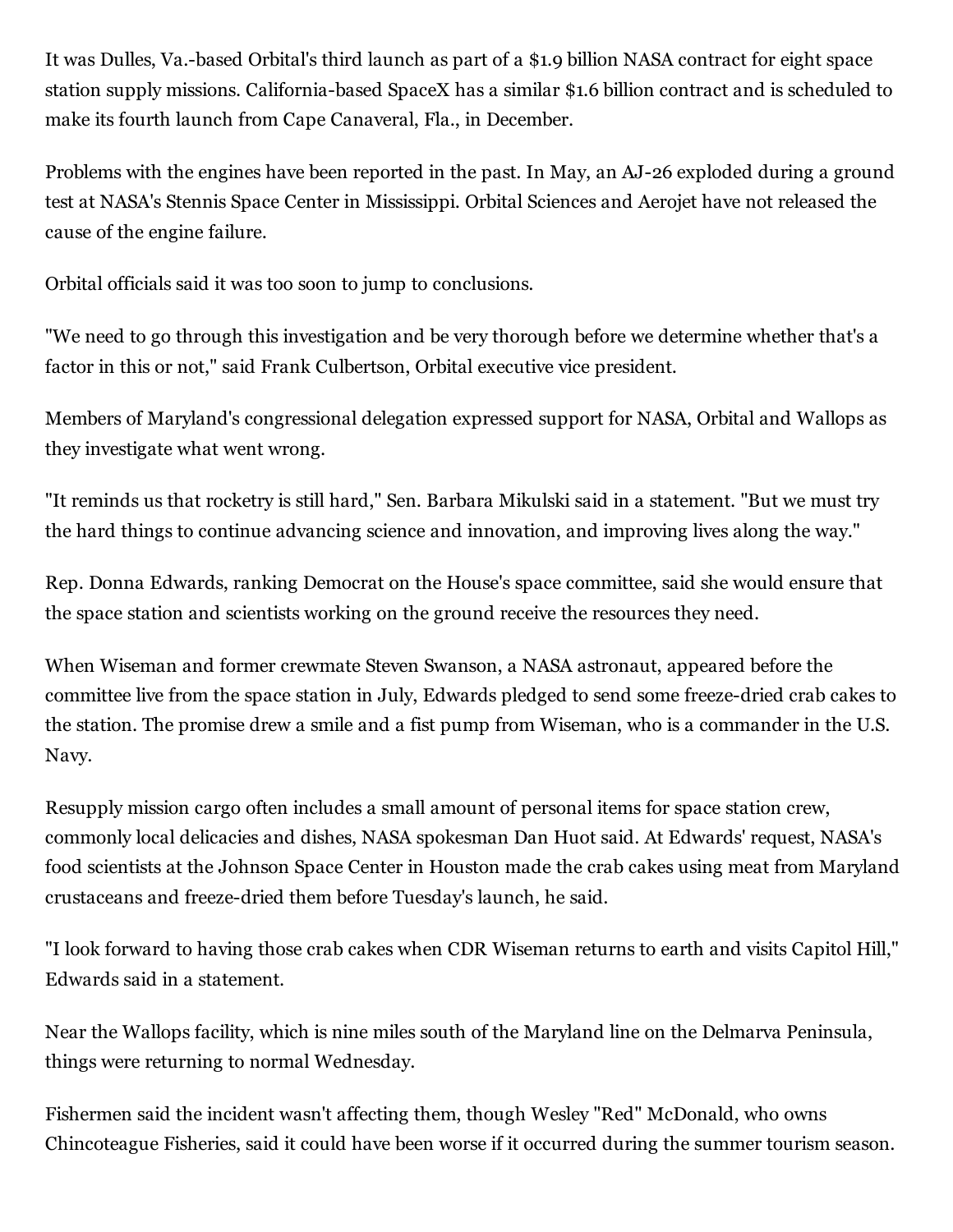It was Dulles, Va.-based Orbital's third launch as part of a $1.9 billion NASA contract for eight space station supply missions. California-based SpaceX has a similar $1.6 billion contract and is scheduled to make its fourth launch from Cape Canaveral, Fla., in December.

Problems with the engines have been reported in the past. In May, an AJ-26 exploded during a ground test at NASA's Stennis Space Center in Mississippi. Orbital Sciences and Aerojet have not released the cause of the engine failure.

Orbital officials said it was too soon to jump to conclusions.

"We need to go through this investigation and be very thorough before we determine whether that's a factor in this or not," said Frank Culbertson, Orbital executive vice president.

Members of Maryland's congressional delegation expressed support for NASA, Orbital and Wallops as they investigate what went wrong.

"It reminds us that rocketry is still hard," Sen. Barbara Mikulski said in a statement. "But we must try the hard things to continue advancing science and innovation, and improving lives along the way."

Rep. Donna Edwards, ranking Democrat on the House's space committee, said she would ensure that the space station and scientists working on the ground receive the resources they need.

When Wiseman and former crewmate Steven Swanson, a NASA astronaut, appeared before the committee live from the space station in July, Edwards pledged to send some freeze-dried crab cakes to the station. The promise drew a smile and a fist pump from Wiseman, who is a commander in the U.S. Navy.

Resupply mission cargo often includes a small amount of personal items for space station crew, commonly local delicacies and dishes, NASA spokesman Dan Huot said. At Edwards' request, NASA's food scientists at the Johnson Space Center in Houston made the crab cakes using meat from Maryland crustaceans and freeze-dried them before Tuesday's launch, he said.

"I look forward to having those crab cakes when CDR Wiseman returns to earth and visits Capitol Hill," Edwards said in a statement.

Near the Wallops facility, which is nine miles south of the Maryland line on the Delmarva Peninsula, things were returning to normal Wednesday.

Fishermen said the incident wasn't affecting them, though Wesley "Red" McDonald, who owns Chincoteague Fisheries, said it could have been worse if it occurred during the summer tourism season.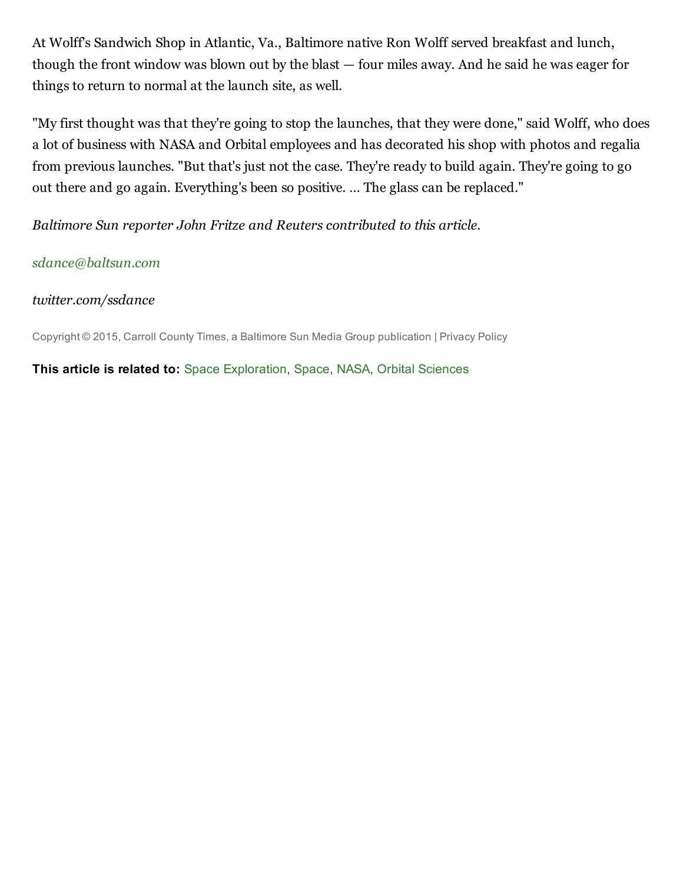At Wolff's Sandwich Shop in Atlantic, Va., Baltimore native Ron Wolff served breakfast and lunch, though the front window was blown out by the blast — four miles away. And he said he was eager for things to return to normal at the launch site, as well.

"My first thought was that they're going to stop the launches, that they were done," said Wolff, who does a lot of business with NASA and Orbital employees and has decorated his shop with photos and regalia from previous launches. "But that's just not the case. They're ready to build again. They're going to go out there and go again. Everything's been so positive. ... The glass can be replaced."

*Baltimore Sun reporter John Fritze and Reuters contributed to this article.*

*sdance@baltsun.com*

*twitter.com/ssdance*

Copyright © 2015, Carroll County Times, a Baltimore Sun Media Group publication | Privacy Policy

**This article is related to:** Space Exploration, Space, NASA, Orbital Sciences